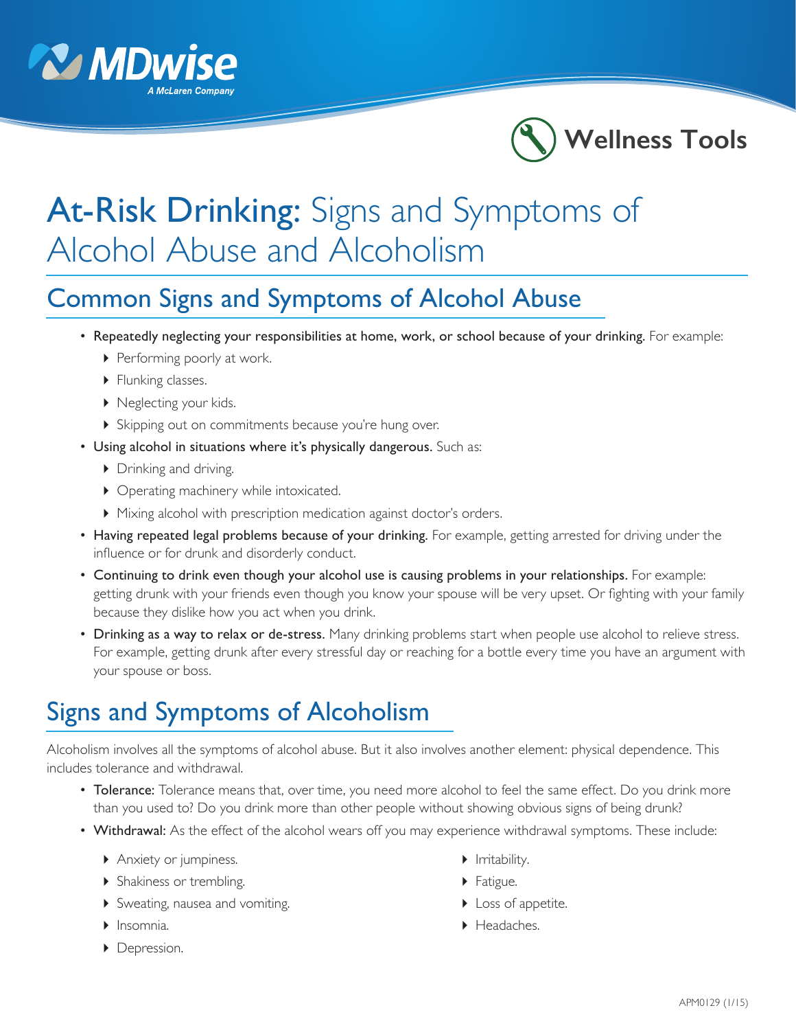MDwise
A McLaren Company

Wellness Tools

# **At-Risk Drinking:** Signs and Symptoms of Alcohol Abuse and Alcoholism

## Common Signs and Symptoms of Alcohol Abuse

- **Repeatedly neglecting your responsibilities at home, work, or school because of your drinking.** For example:
  - Performing poorly at work.
  - Flunking classes.
  - Neglecting your kids.
  - Skipping out on commitments because you're hung over.
- **Using alcohol in situations where it's physically dangerous.** Such as:
  - Drinking and driving.
  - Operating machinery while intoxicated.
  - Mixing alcohol with prescription medication against doctor's orders.
- **Having repeated legal problems because of your drinking.** For example, getting arrested for driving under the influence or for drunk and disorderly conduct.
- **Continuing to drink even though your alcohol use is causing problems in your relationships.** For example: getting drunk with your friends even though you know your spouse will be very upset. Or fighting with your family because they dislike how you act when you drink.
- **Drinking as a way to relax or de-stress.** Many drinking problems start when people use alcohol to relieve stress. For example, getting drunk after every stressful day or reaching for a bottle every time you have an argument with your spouse or boss.

## Signs and Symptoms of Alcoholism

Alcoholism involves all the symptoms of alcohol abuse. But it also involves another element: physical dependence. This includes tolerance and withdrawal.

- **Tolerance:** Tolerance means that, over time, you need more alcohol to feel the same effect. Do you drink more than you used to? Do you drink more than other people without showing obvious signs of being drunk?
- **Withdrawal:** As the effect of the alcohol wears off you may experience withdrawal symptoms. These include:
  - Anxiety or jumpiness.
  - Shakiness or trembling.
  - Sweating, nausea and vomiting.
  - Insomnia.
  - Depression.
  - Irritability.
  - Fatigue.
  - Loss of appetite.
  - Headaches.

APM0129 (1/15)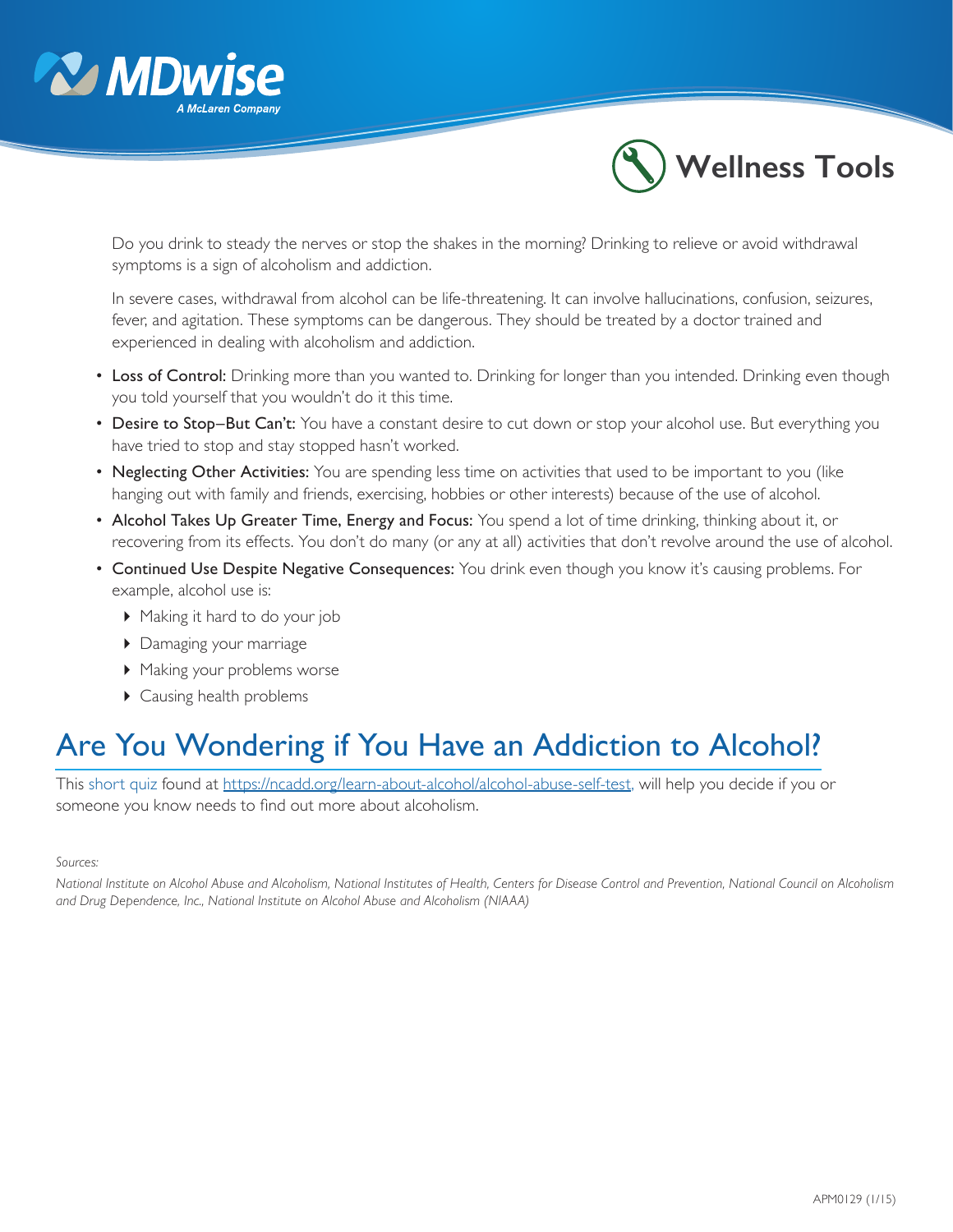Do you drink to steady the nerves or stop the shakes in the morning? Drinking to relieve or avoid withdrawal symptoms is a sign of alcoholism and addiction.

In severe cases, withdrawal from alcohol can be life-threatening. It can involve hallucinations, confusion, seizures, fever, and agitation. These symptoms can be dangerous. They should be treated by a doctor trained and experienced in dealing with alcoholism and addiction.

- **Loss of Control:** Drinking more than you wanted to. Drinking for longer than you intended. Drinking even though you told yourself that you wouldn't do it this time.
- **Desire to Stop–But Can't:** You have a constant desire to cut down or stop your alcohol use. But everything you have tried to stop and stay stopped hasn't worked.
- **Neglecting Other Activities:** You are spending less time on activities that used to be important to you (like hanging out with family and friends, exercising, hobbies or other interests) because of the use of alcohol.
- **Alcohol Takes Up Greater Time, Energy and Focus:** You spend a lot of time drinking, thinking about it, or recovering from its effects. You don't do many (or any at all) activities that don't revolve around the use of alcohol.
- **Continued Use Despite Negative Consequences:** You drink even though you know it's causing problems. For example, alcohol use is:
  - Making it hard to do your job
  - Damaging your marriage
  - Making your problems worse
  - Causing health problems

## Are You Wondering if You Have an Addiction to Alcohol?

This short quiz found at https://ncadd.org/learn-about-alcohol/alcohol-abuse-self-test, will help you decide if you or someone you know needs to find out more about alcoholism.

*Sources:*

*National Institute on Alcohol Abuse and Alcoholism, National Institutes of Health, Centers for Disease Control and Prevention, National Council on Alcoholism and Drug Dependence, Inc., National Institute on Alcohol Abuse and Alcoholism (NIAAA)*

APM0129 (1/15)